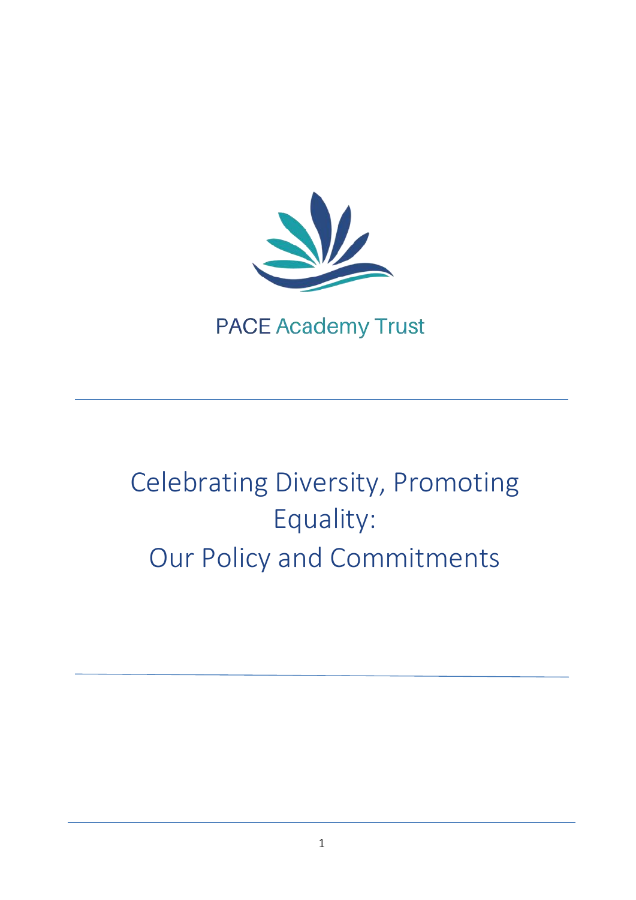PACE Academy Trust

# Celebrating Diversity, Promoting Equality: Our Policy and Commitments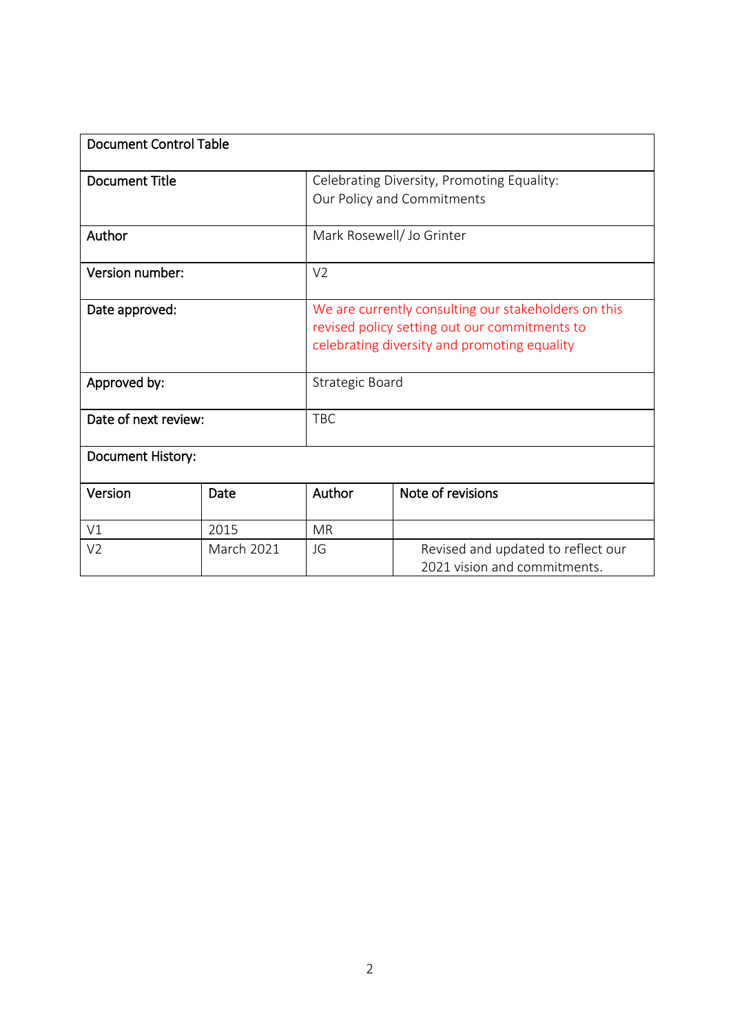| Document Control Table | | | |
|---|---|---|---|
| Document Title | | Celebrating Diversity, Promoting Equality: Our Policy and Commitments | |
| Author | | Mark Rosewell/ Jo Grinter | |
| Version number: | | V2 | |
| Date approved: | | We are currently consulting our stakeholders on this revised policy setting out our commitments to celebrating diversity and promoting equality | |
| Approved by: | | Strategic Board | |
| Date of next review: | | TBC | |
| Document History: | | | |
| Version | Date | Author | Note of revisions |
| V1 | 2015 | MR | |
| V2 | March 2021 | JG | Revised and updated to reflect our 2021 vision and commitments. |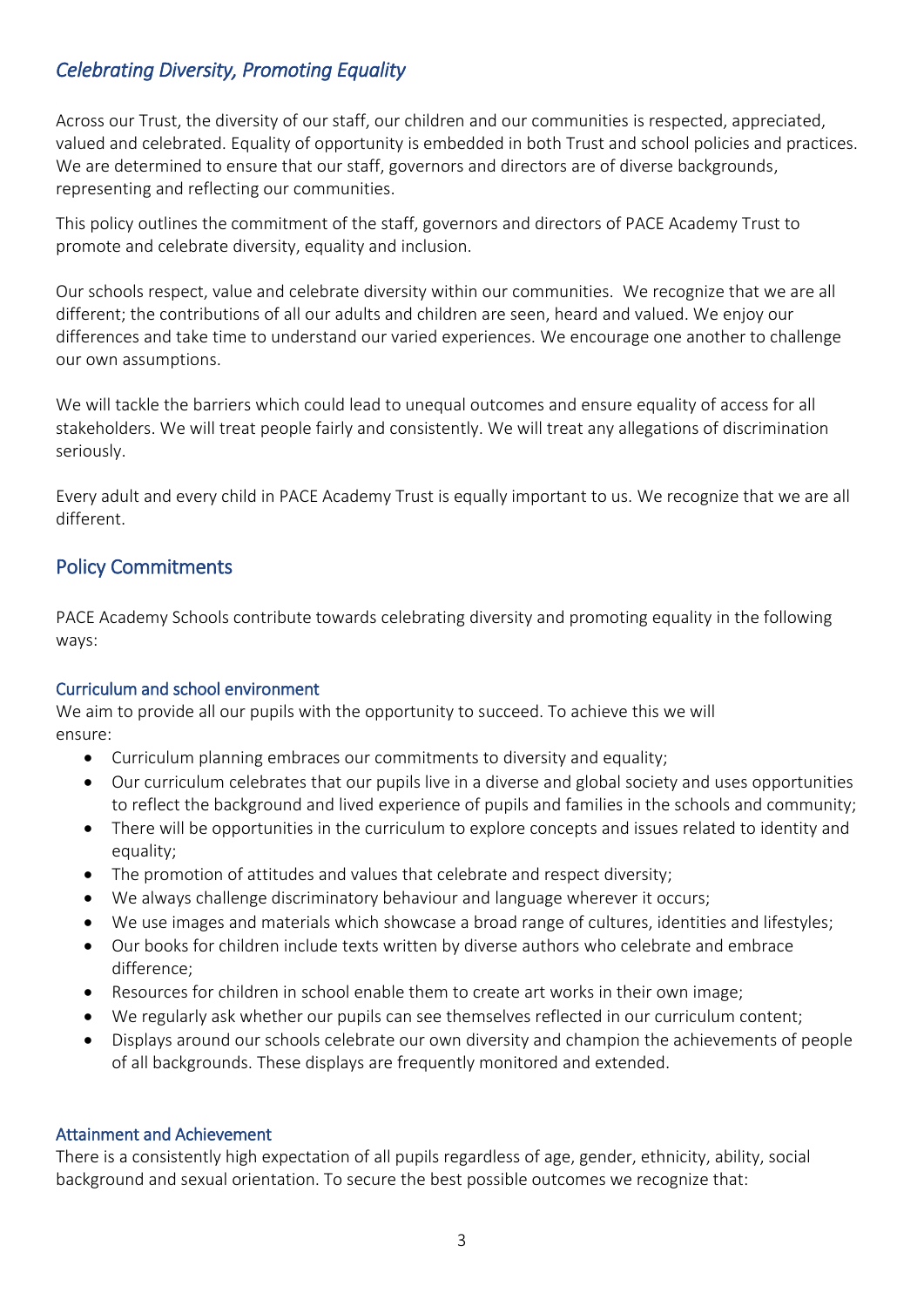## *Celebrating Diversity, Promoting Equality*

Across our Trust, the diversity of our staff, our children and our communities is respected, appreciated, valued and celebrated. Equality of opportunity is embedded in both Trust and school policies and practices. We are determined to ensure that our staff, governors and directors are of diverse backgrounds, representing and reflecting our communities.

This policy outlines the commitment of the staff, governors and directors of PACE Academy Trust to promote and celebrate diversity, equality and inclusion.

Our schools respect, value and celebrate diversity within our communities. We recognize that we are all different; the contributions of all our adults and children are seen, heard and valued. We enjoy our differences and take time to understand our varied experiences. We encourage one another to challenge our own assumptions.

We will tackle the barriers which could lead to unequal outcomes and ensure equality of access for all stakeholders. We will treat people fairly and consistently. We will treat any allegations of discrimination seriously.

Every adult and every child in PACE Academy Trust is equally important to us. We recognize that we are all different.

## Policy Commitments

PACE Academy Schools contribute towards celebrating diversity and promoting equality in the following ways:

### Curriculum and school environment

We aim to provide all our pupils with the opportunity to succeed. To achieve this we will ensure:

- Curriculum planning embraces our commitments to diversity and equality;
- Our curriculum celebrates that our pupils live in a diverse and global society and uses opportunities to reflect the background and lived experience of pupils and families in the schools and community;
- There will be opportunities in the curriculum to explore concepts and issues related to identity and equality;
- The promotion of attitudes and values that celebrate and respect diversity;
- We always challenge discriminatory behaviour and language wherever it occurs;
- We use images and materials which showcase a broad range of cultures, identities and lifestyles;
- Our books for children include texts written by diverse authors who celebrate and embrace difference;
- Resources for children in school enable them to create art works in their own image;
- We regularly ask whether our pupils can see themselves reflected in our curriculum content;
- Displays around our schools celebrate our own diversity and champion the achievements of people of all backgrounds. These displays are frequently monitored and extended.

### Attainment and Achievement

There is a consistently high expectation of all pupils regardless of age, gender, ethnicity, ability, social background and sexual orientation. To secure the best possible outcomes we recognize that: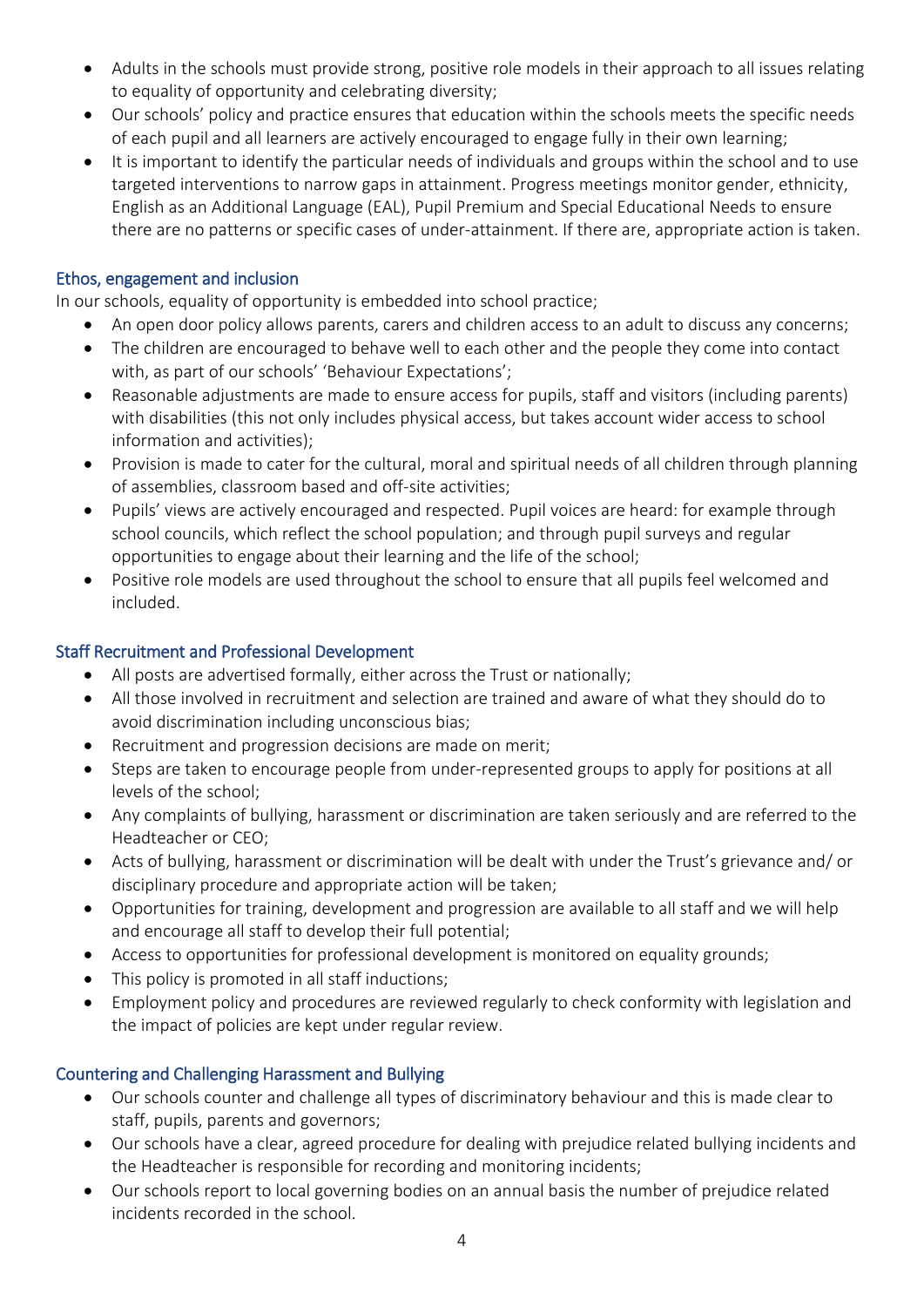- Adults in the schools must provide strong, positive role models in their approach to all issues relating to equality of opportunity and celebrating diversity;
- Our schools' policy and practice ensures that education within the schools meets the specific needs of each pupil and all learners are actively encouraged to engage fully in their own learning;
- It is important to identify the particular needs of individuals and groups within the school and to use targeted interventions to narrow gaps in attainment. Progress meetings monitor gender, ethnicity, English as an Additional Language (EAL), Pupil Premium and Special Educational Needs to ensure there are no patterns or specific cases of under-attainment. If there are, appropriate action is taken.

### Ethos, engagement and inclusion

In our schools, equality of opportunity is embedded into school practice;

- An open door policy allows parents, carers and children access to an adult to discuss any concerns;
- The children are encouraged to behave well to each other and the people they come into contact with, as part of our schools' 'Behaviour Expectations';
- Reasonable adjustments are made to ensure access for pupils, staff and visitors (including parents) with disabilities (this not only includes physical access, but takes account wider access to school information and activities);
- Provision is made to cater for the cultural, moral and spiritual needs of all children through planning of assemblies, classroom based and off-site activities;
- Pupils' views are actively encouraged and respected. Pupil voices are heard: for example through school councils, which reflect the school population; and through pupil surveys and regular opportunities to engage about their learning and the life of the school;
- Positive role models are used throughout the school to ensure that all pupils feel welcomed and included.

### Staff Recruitment and Professional Development

- All posts are advertised formally, either across the Trust or nationally;
- All those involved in recruitment and selection are trained and aware of what they should do to avoid discrimination including unconscious bias;
- Recruitment and progression decisions are made on merit;
- Steps are taken to encourage people from under-represented groups to apply for positions at all levels of the school;
- Any complaints of bullying, harassment or discrimination are taken seriously and are referred to the Headteacher or CEO;
- Acts of bullying, harassment or discrimination will be dealt with under the Trust's grievance and/ or disciplinary procedure and appropriate action will be taken;
- Opportunities for training, development and progression are available to all staff and we will help and encourage all staff to develop their full potential;
- Access to opportunities for professional development is monitored on equality grounds;
- This policy is promoted in all staff inductions;
- Employment policy and procedures are reviewed regularly to check conformity with legislation and the impact of policies are kept under regular review.

### Countering and Challenging Harassment and Bullying

- Our schools counter and challenge all types of discriminatory behaviour and this is made clear to staff, pupils, parents and governors;
- Our schools have a clear, agreed procedure for dealing with prejudice related bullying incidents and the Headteacher is responsible for recording and monitoring incidents;
- Our schools report to local governing bodies on an annual basis the number of prejudice related incidents recorded in the school.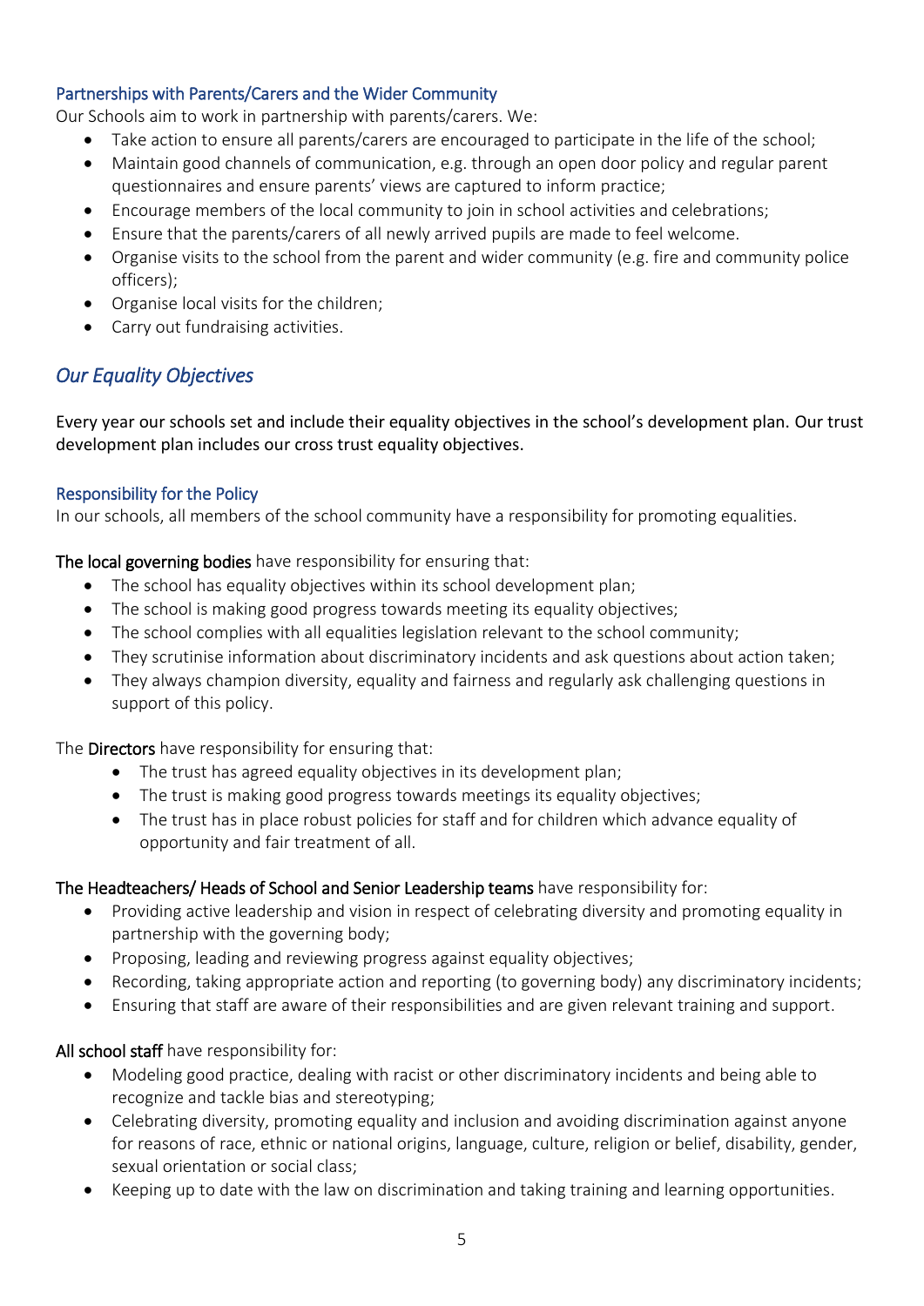### Partnerships with Parents/Carers and the Wider Community

Our Schools aim to work in partnership with parents/carers. We:

- Take action to ensure all parents/carers are encouraged to participate in the life of the school;
- Maintain good channels of communication, e.g. through an open door policy and regular parent questionnaires and ensure parents' views are captured to inform practice;
- Encourage members of the local community to join in school activities and celebrations;
- Ensure that the parents/carers of all newly arrived pupils are made to feel welcome.
- Organise visits to the school from the parent and wider community (e.g. fire and community police officers);
- Organise local visits for the children;
- Carry out fundraising activities.

## *Our Equality Objectives*

Every year our schools set and include their equality objectives in the school's development plan. Our trust development plan includes our cross trust equality objectives.

### Responsibility for the Policy

In our schools, all members of the school community have a responsibility for promoting equalities.

**The local governing bodies** have responsibility for ensuring that:

- The school has equality objectives within its school development plan;
- The school is making good progress towards meeting its equality objectives;
- The school complies with all equalities legislation relevant to the school community;
- They scrutinise information about discriminatory incidents and ask questions about action taken;
- They always champion diversity, equality and fairness and regularly ask challenging questions in support of this policy.

The **Directors** have responsibility for ensuring that:

- The trust has agreed equality objectives in its development plan;
- The trust is making good progress towards meetings its equality objectives;
- The trust has in place robust policies for staff and for children which advance equality of opportunity and fair treatment of all.

**The Headteachers/ Heads of School and Senior Leadership teams** have responsibility for:

- Providing active leadership and vision in respect of celebrating diversity and promoting equality in partnership with the governing body;
- Proposing, leading and reviewing progress against equality objectives;
- Recording, taking appropriate action and reporting (to governing body) any discriminatory incidents;
- Ensuring that staff are aware of their responsibilities and are given relevant training and support.

**All school staff** have responsibility for:

- Modeling good practice, dealing with racist or other discriminatory incidents and being able to recognize and tackle bias and stereotyping;
- Celebrating diversity, promoting equality and inclusion and avoiding discrimination against anyone for reasons of race, ethnic or national origins, language, culture, religion or belief, disability, gender, sexual orientation or social class;
- Keeping up to date with the law on discrimination and taking training and learning opportunities.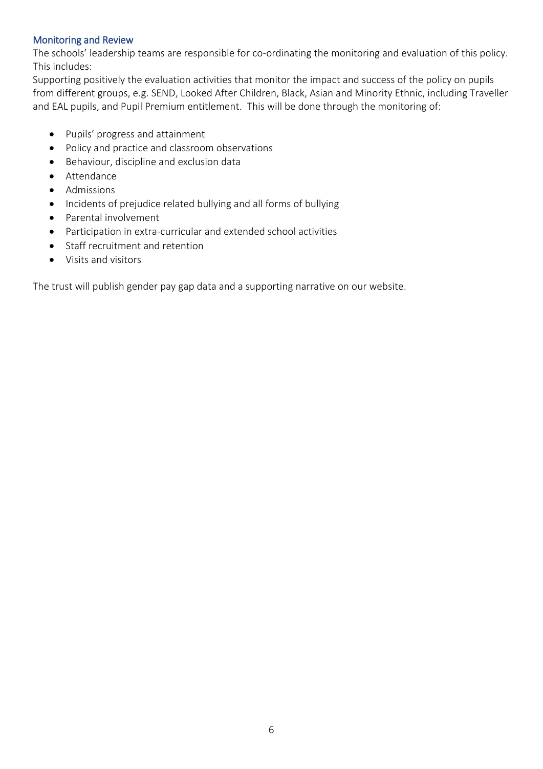## Monitoring and Review

The schools' leadership teams are responsible for co-ordinating the monitoring and evaluation of this policy. This includes:

Supporting positively the evaluation activities that monitor the impact and success of the policy on pupils from different groups, e.g. SEND, Looked After Children, Black, Asian and Minority Ethnic, including Traveller and EAL pupils, and Pupil Premium entitlement. This will be done through the monitoring of:

- Pupils' progress and attainment
- Policy and practice and classroom observations
- Behaviour, discipline and exclusion data
- Attendance
- Admissions
- Incidents of prejudice related bullying and all forms of bullying
- Parental involvement
- Participation in extra-curricular and extended school activities
- Staff recruitment and retention
- Visits and visitors

The trust will publish gender pay gap data and a supporting narrative on our website.